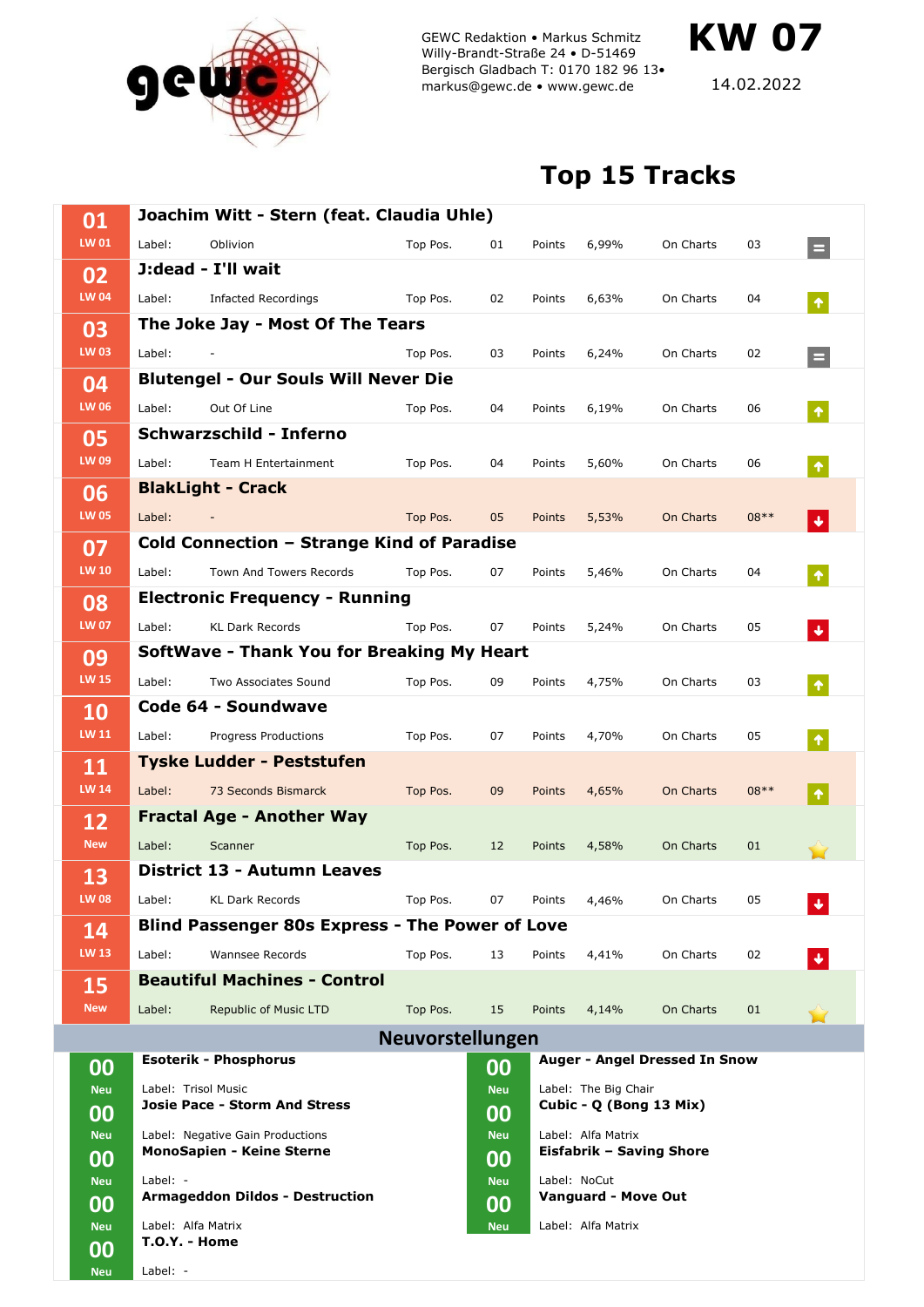GEWC Redaktion • Markus Schmitz
Willy-Brandt-Straße 24 • D-51469
Bergisch Gladbach T: 0170 182 96 13•
markus@gewc.de • www.gewc.de

# KW 07

14.02.2022

## Top 15 Tracks

| Pos. | LW | Artist - Title | Label | Top Pos. | Points | On Charts | Trend |
|---|---|---|---|---|---|---|---|
| 01 | LW 01 | **Joachim Witt - Stern (feat. Claudia Uhle)** | Oblivion | 01 | 6,99% | 03 | = |
| 02 | LW 04 | **J:dead - I'll wait** | Infacted Recordings | 02 | 6,63% | 04 | ↑ |
| 03 | LW 03 | **The Joke Jay - Most Of The Tears** | - | 03 | 6,24% | 02 | = |
| 04 | LW 06 | **Blutengel - Our Souls Will Never Die** | Out Of Line | 04 | 6,19% | 06 | ↑ |
| 05 | LW 09 | **Schwarzschild - Inferno** | Team H Entertainment | 04 | 5,60% | 06 | ↑ |
| 06 | LW 05 | **BlakLight - Crack** | - | 05 | 5,53% | 08** | ↓ |
| 07 | LW 10 | **Cold Connection – Strange Kind of Paradise** | Town And Towers Records | 07 | 5,46% | 04 | ↑ |
| 08 | LW 07 | **Electronic Frequency - Running** | KL Dark Records | 07 | 5,24% | 05 | ↓ |
| 09 | LW 15 | **SoftWave - Thank You for Breaking My Heart** | Two Associates Sound | 09 | 4,75% | 03 | ↑ |
| 10 | LW 11 | **Code 64 - Soundwave** | Progress Productions | 07 | 4,70% | 05 | ↑ |
| 11 | LW 14 | **Tyske Ludder - Peststufen** | 73 Seconds Bismarck | 09 | 4,65% | 08** | ↑ |
| 12 | New | **Fractal Age - Another Way** | Scanner | 12 | 4,58% | 01 | ★ |
| 13 | LW 08 | **District 13 - Autumn Leaves** | KL Dark Records | 07 | 4,46% | 05 | ↓ |
| 14 | LW 13 | **Blind Passenger 80s Express - The Power of Love** | Wannsee Records | 13 | 4,41% | 02 | ↓ |
| 15 | New | **Beautiful Machines - Control** | Republic of Music LTD | 15 | 4,14% | 01 | ★ |

## Neuvorstellungen

| Pos. | | Artist - Title | Label |
|---|---|---|---|
| 00 | Neu | **Esoterik - Phosphorus** | Trisol Music |
| 00 | Neu | **Josie Pace - Storm And Stress** | Negative Gain Productions |
| 00 | Neu | **MonoSapien - Keine Sterne** | - |
| 00 | Neu | **Armageddon Dildos - Destruction** | Alfa Matrix |
| 00 | Neu | **T.O.Y. - Home** | - |
| 00 | Neu | **Auger - Angel Dressed In Snow** | The Big Chair |
| 00 | Neu | **Cubic - Q (Bong 13 Mix)** | Alfa Matrix |
| 00 | Neu | **Eisfabrik – Saving Shore** | NoCut |
| 00 | Neu | **Vanguard - Move Out** | Alfa Matrix |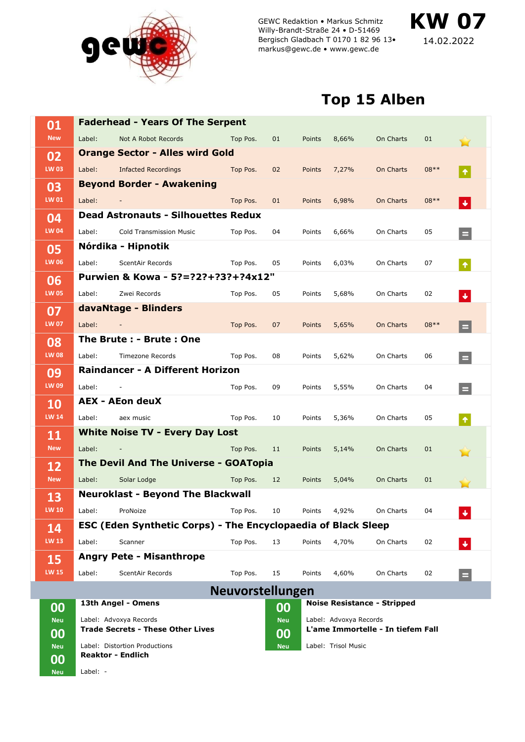GEWC Redaktion • Markus Schmitz
Willy-Brandt-Straße 24 • D-51469
Bergisch Gladbach T 0170 1 82 96 13•
markus@gewc.de • www.gewc.de

# KW 07

14.02.2022

## Top 15 Alben

| Pos. | LW | Artist - Album | Label | Top Pos. | Points | On Charts | Trend |
|---|---|---|---|---|---|---|---|
| 01 | New | **Faderhead - Years Of The Serpent** | Not A Robot Records | 01 | 8,66% | 01 | ★ |
| 02 | LW 03 | **Orange Sector - Alles wird Gold** | Infacted Recordings | 02 | 7,27% | 08** | ↑ |
| 03 | LW 01 | **Beyond Border - Awakening** | - | 01 | 6,98% | 08** | ↓ |
| 04 | LW 04 | **Dead Astronauts - Silhouettes Redux** | Cold Transmission Music | 04 | 6,66% | 05 | = |
| 05 | LW 06 | **Nórdika - Hipnotik** | ScentAir Records | 05 | 6,03% | 07 | ↑ |
| 06 | LW 05 | **Purwien & Kowa - 5?=?2?+?3?+?4x12"** | Zwei Records | 05 | 5,68% | 02 | ↓ |
| 07 | LW 07 | **davaNtage - Blinders** | - | 07 | 5,65% | 08** | = |
| 08 | LW 08 | **The Brute : - Brute : One** | Timezone Records | 08 | 5,62% | 06 | = |
| 09 | LW 09 | **Raindancer - A Different Horizon** | - | 09 | 5,55% | 04 | = |
| 10 | LW 14 | **AEX - AEon deuX** | aex music | 10 | 5,36% | 05 | ↑ |
| 11 | New | **White Noise TV - Every Day Lost** | - | 11 | 5,14% | 01 | ★ |
| 12 | New | **The Devil And The Universe - GOATopia** | Solar Lodge | 12 | 5,04% | 01 | ★ |
| 13 | LW 10 | **Neuroklast - Beyond The Blackwall** | ProNoize | 10 | 4,92% | 04 | ↓ |
| 14 | LW 13 | **ESC (Eden Synthetic Corps) - The Encyclopaedia of Black Sleep** | Scanner | 13 | 4,70% | 02 | ↓ |
| 15 | LW 15 | **Angry Pete - Misanthrope** | ScentAir Records | 15 | 4,60% | 02 | = |

## Neuvorstellungen

| Pos. | | Artist - Album | Label |
|---|---|---|---|
| 00 | Neu | **13th Angel - Omens** | Advoxya Records |
| 00 | Neu | **Trade Secrets - These Other Lives** | Distortion Productions |
| 00 | Neu | **Reaktor - Endlich** | - |
| 00 | Neu | **Noise Resistance - Stripped** | Advoxya Records |
| 00 | Neu | **L'ame Immortelle - In tiefem Fall** | Trisol Music |